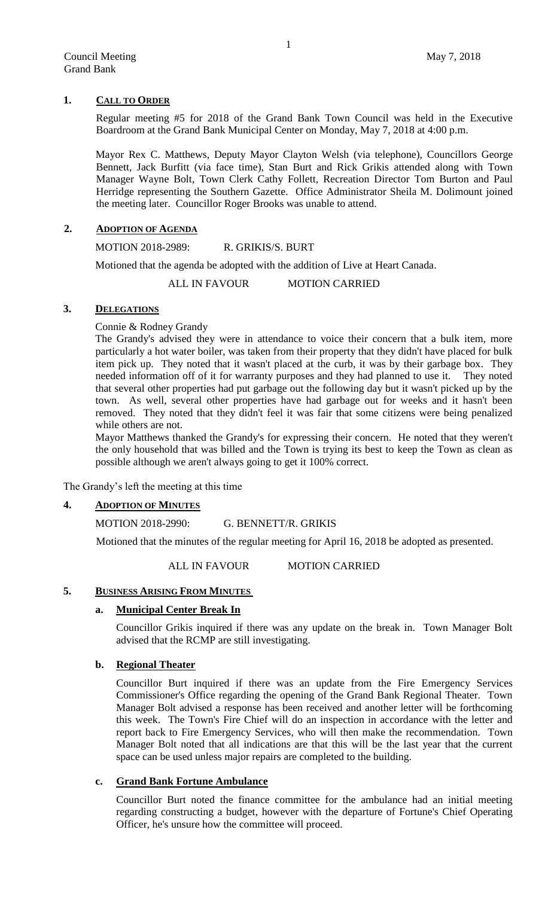## 1. CALL TO ORDER

Regular meeting #5 for 2018 of the Grand Bank Town Council was held in the Executive Boardroom at the Grand Bank Municipal Center on Monday, May 7, 2018 at 4:00 p.m.

Mayor Rex C. Matthews, Deputy Mayor Clayton Welsh (via telephone), Councillors George Bennett, Jack Burfitt (via face time), Stan Burt and Rick Grikis attended along with Town Manager Wayne Bolt, Town Clerk Cathy Follett, Recreation Director Tom Burton and Paul Herridge representing the Southern Gazette. Office Administrator Sheila M. Dolimount joined the meeting later. Councillor Roger Brooks was unable to attend.

## 2. ADOPTION OF AGENDA

MOTION 2018-2989: R. GRIKIS/S. BURT

Motioned that the agenda be adopted with the addition of Live at Heart Canada.

ALL IN FAVOUR MOTION CARRIED

## 3. DELEGATIONS

Connie & Rodney Grandy

The Grandy's advised they were in attendance to voice their concern that a bulk item, more particularly a hot water boiler, was taken from their property that they didn't have placed for bulk item pick up. They noted that it wasn't placed at the curb, it was by their garbage box. They needed information off of it for warranty purposes and they had planned to use it. They noted that several other properties had put garbage out the following day but it wasn't picked up by the town. As well, several other properties have had garbage out for weeks and it hasn't been removed. They noted that they didn't feel it was fair that some citizens were being penalized while others are not.

Mayor Matthews thanked the Grandy's for expressing their concern. He noted that they weren't the only household that was billed and the Town is trying its best to keep the Town as clean as possible although we aren't always going to get it 100% correct.

The Grandy's left the meeting at this time

## 4. ADOPTION OF MINUTES

MOTION 2018-2990: G. BENNETT/R. GRIKIS

Motioned that the minutes of the regular meeting for April 16, 2018 be adopted as presented.

ALL IN FAVOUR MOTION CARRIED

## 5. BUSINESS ARISING FROM MINUTES

### a. Municipal Center Break In

Councillor Grikis inquired if there was any update on the break in. Town Manager Bolt advised that the RCMP are still investigating.

### b. Regional Theater

Councillor Burt inquired if there was an update from the Fire Emergency Services Commissioner's Office regarding the opening of the Grand Bank Regional Theater. Town Manager Bolt advised a response has been received and another letter will be forthcoming this week. The Town's Fire Chief will do an inspection in accordance with the letter and report back to Fire Emergency Services, who will then make the recommendation. Town Manager Bolt noted that all indications are that this will be the last year that the current space can be used unless major repairs are completed to the building.

### c. Grand Bank Fortune Ambulance

Councillor Burt noted the finance committee for the ambulance had an initial meeting regarding constructing a budget, however with the departure of Fortune's Chief Operating Officer, he's unsure how the committee will proceed.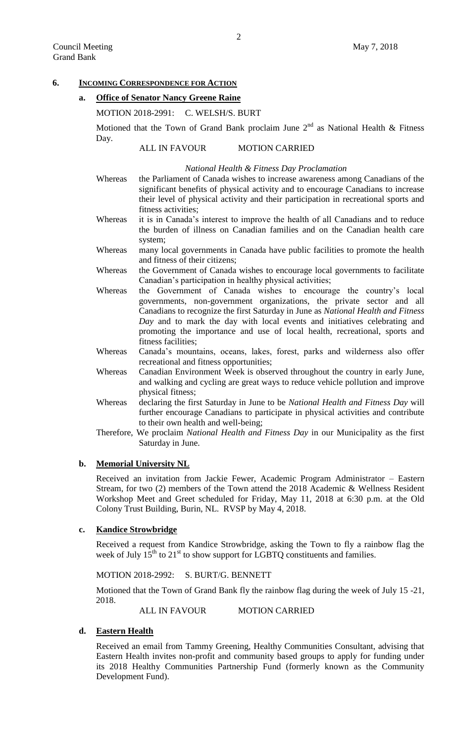## 6. INCOMING CORRESPONDENCE FOR ACTION

### a. Office of Senator Nancy Greene Raine

MOTION 2018-2991: C. WELSH/S. BURT

Motioned that the Town of Grand Bank proclaim June 2nd as National Health & Fitness Day.

ALL IN FAVOUR MOTION CARRIED

*National Health & Fitness Day Proclamation*

Whereas the Parliament of Canada wishes to increase awareness among Canadians of the significant benefits of physical activity and to encourage Canadians to increase their level of physical activity and their participation in recreational sports and fitness activities;

Whereas it is in Canada's interest to improve the health of all Canadians and to reduce the burden of illness on Canadian families and on the Canadian health care system;

Whereas many local governments in Canada have public facilities to promote the health and fitness of their citizens;

Whereas the Government of Canada wishes to encourage local governments to facilitate Canadian's participation in healthy physical activities;

Whereas the Government of Canada wishes to encourage the country's local governments, non-government organizations, the private sector and all Canadians to recognize the first Saturday in June as *National Health and Fitness Day* and to mark the day with local events and initiatives celebrating and promoting the importance and use of local health, recreational, sports and fitness facilities;

Whereas Canada's mountains, oceans, lakes, forest, parks and wilderness also offer recreational and fitness opportunities;

Whereas Canadian Environment Week is observed throughout the country in early June, and walking and cycling are great ways to reduce vehicle pollution and improve physical fitness;

Whereas declaring the first Saturday in June to be *National Health and Fitness Day* will further encourage Canadians to participate in physical activities and contribute to their own health and well-being;

Therefore, We proclaim *National Health and Fitness Day* in our Municipality as the first Saturday in June.

### b. Memorial University NL

Received an invitation from Jackie Fewer, Academic Program Administrator – Eastern Stream, for two (2) members of the Town attend the 2018 Academic & Wellness Resident Workshop Meet and Greet scheduled for Friday, May 11, 2018 at 6:30 p.m. at the Old Colony Trust Building, Burin, NL. RVSP by May 4, 2018.

### c. Kandice Strowbridge

Received a request from Kandice Strowbridge, asking the Town to fly a rainbow flag the week of July 15th to 21st to show support for LGBTQ constituents and families.

MOTION 2018-2992: S. BURT/G. BENNETT

Motioned that the Town of Grand Bank fly the rainbow flag during the week of July 15 -21, 2018.

ALL IN FAVOUR MOTION CARRIED

### d. Eastern Health

Received an email from Tammy Greening, Healthy Communities Consultant, advising that Eastern Health invites non-profit and community based groups to apply for funding under its 2018 Healthy Communities Partnership Fund (formerly known as the Community Development Fund).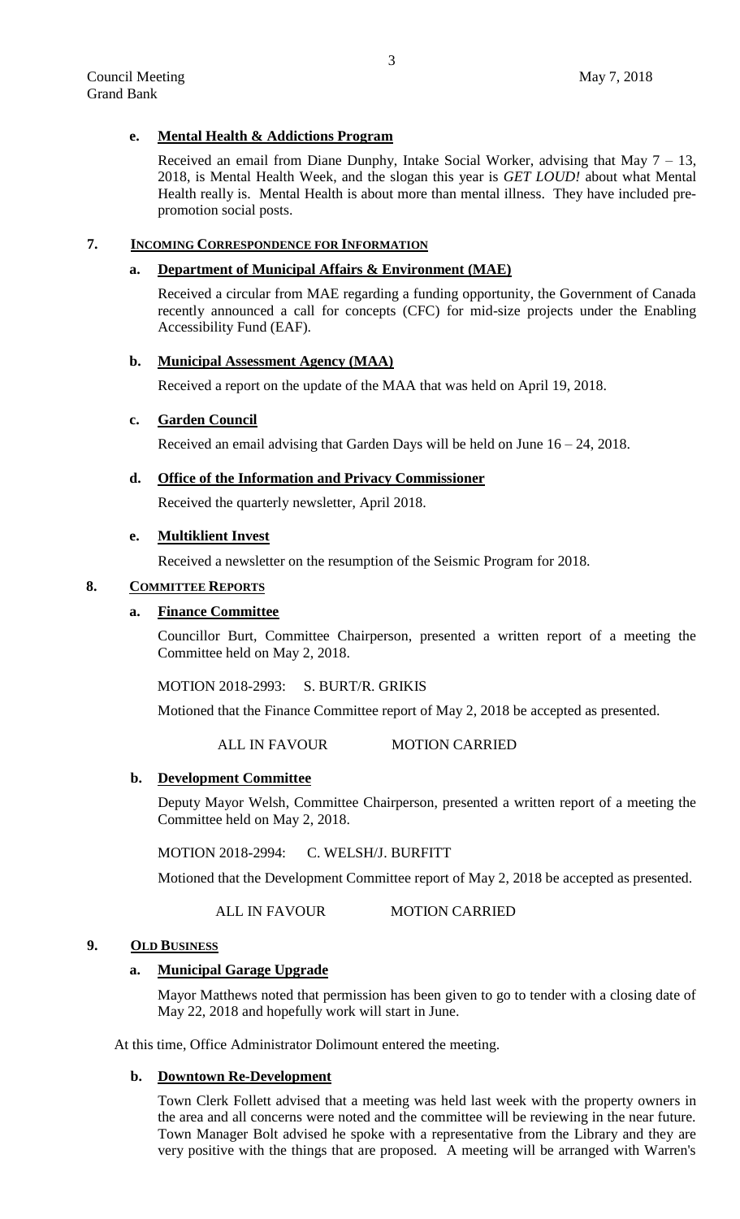**e. Mental Health & Addictions Program**

Received an email from Diane Dunphy, Intake Social Worker, advising that May 7 – 13, 2018, is Mental Health Week, and the slogan this year is *GET LOUD!* about what Mental Health really is. Mental Health is about more than mental illness. They have included pre-promotion social posts.

## 7. INCOMING CORRESPONDENCE FOR INFORMATION

**a. Department of Municipal Affairs & Environment (MAE)**

Received a circular from MAE regarding a funding opportunity, the Government of Canada recently announced a call for concepts (CFC) for mid-size projects under the Enabling Accessibility Fund (EAF).

**b. Municipal Assessment Agency (MAA)**

Received a report on the update of the MAA that was held on April 19, 2018.

**c. Garden Council**

Received an email advising that Garden Days will be held on June 16 – 24, 2018.

**d. Office of the Information and Privacy Commissioner**

Received the quarterly newsletter, April 2018.

**e. Multiklient Invest**

Received a newsletter on the resumption of the Seismic Program for 2018.

## 8. COMMITTEE REPORTS

**a. Finance Committee**

Councillor Burt, Committee Chairperson, presented a written report of a meeting the Committee held on May 2, 2018.

MOTION 2018-2993: S. BURT/R. GRIKIS

Motioned that the Finance Committee report of May 2, 2018 be accepted as presented.

ALL IN FAVOUR MOTION CARRIED

**b. Development Committee**

Deputy Mayor Welsh, Committee Chairperson, presented a written report of a meeting the Committee held on May 2, 2018.

MOTION 2018-2994: C. WELSH/J. BURFITT

Motioned that the Development Committee report of May 2, 2018 be accepted as presented.

ALL IN FAVOUR MOTION CARRIED

## 9. OLD BUSINESS

**a. Municipal Garage Upgrade**

Mayor Matthews noted that permission has been given to go to tender with a closing date of May 22, 2018 and hopefully work will start in June.

At this time, Office Administrator Dolimount entered the meeting.

**b. Downtown Re-Development**

Town Clerk Follett advised that a meeting was held last week with the property owners in the area and all concerns were noted and the committee will be reviewing in the near future. Town Manager Bolt advised he spoke with a representative from the Library and they are very positive with the things that are proposed. A meeting will be arranged with Warren's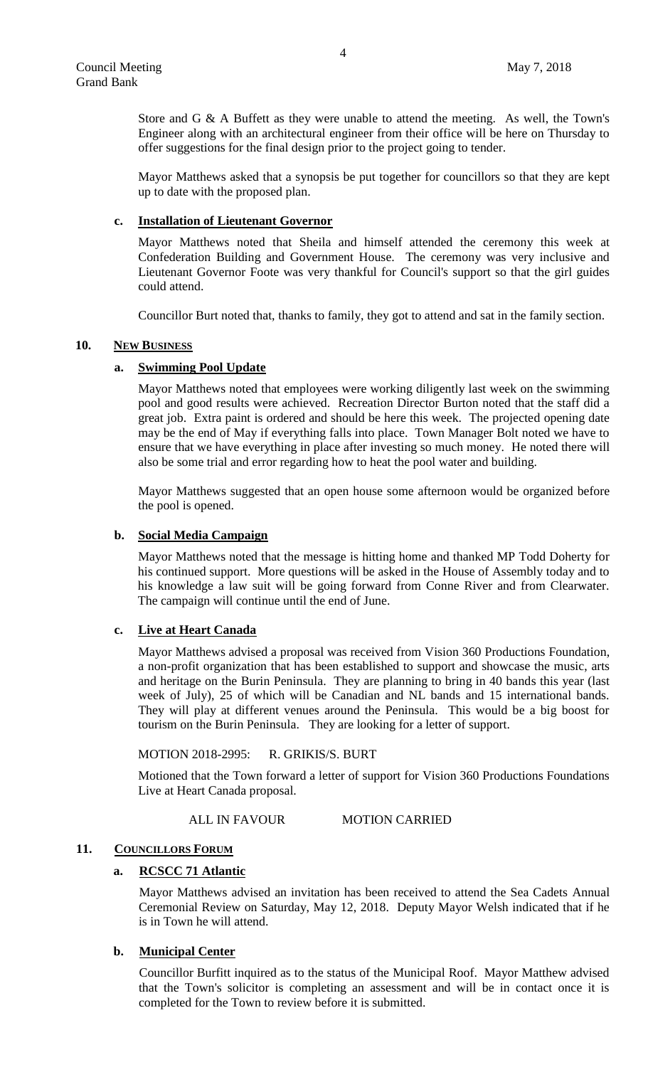Store and G & A Buffett as they were unable to attend the meeting. As well, the Town's Engineer along with an architectural engineer from their office will be here on Thursday to offer suggestions for the final design prior to the project going to tender.

Mayor Matthews asked that a synopsis be put together for councillors so that they are kept up to date with the proposed plan.

**c. Installation of Lieutenant Governor**

Mayor Matthews noted that Sheila and himself attended the ceremony this week at Confederation Building and Government House. The ceremony was very inclusive and Lieutenant Governor Foote was very thankful for Council's support so that the girl guides could attend.

Councillor Burt noted that, thanks to family, they got to attend and sat in the family section.

## 10. NEW BUSINESS

**a. Swimming Pool Update**

Mayor Matthews noted that employees were working diligently last week on the swimming pool and good results were achieved. Recreation Director Burton noted that the staff did a great job. Extra paint is ordered and should be here this week. The projected opening date may be the end of May if everything falls into place. Town Manager Bolt noted we have to ensure that we have everything in place after investing so much money. He noted there will also be some trial and error regarding how to heat the pool water and building.

Mayor Matthews suggested that an open house some afternoon would be organized before the pool is opened.

**b. Social Media Campaign**

Mayor Matthews noted that the message is hitting home and thanked MP Todd Doherty for his continued support. More questions will be asked in the House of Assembly today and to his knowledge a law suit will be going forward from Conne River and from Clearwater. The campaign will continue until the end of June.

**c. Live at Heart Canada**

Mayor Matthews advised a proposal was received from Vision 360 Productions Foundation, a non-profit organization that has been established to support and showcase the music, arts and heritage on the Burin Peninsula. They are planning to bring in 40 bands this year (last week of July), 25 of which will be Canadian and NL bands and 15 international bands. They will play at different venues around the Peninsula. This would be a big boost for tourism on the Burin Peninsula. They are looking for a letter of support.

MOTION 2018-2995: R. GRIKIS/S. BURT

Motioned that the Town forward a letter of support for Vision 360 Productions Foundations Live at Heart Canada proposal.

ALL IN FAVOUR MOTION CARRIED

## 11. COUNCILLORS FORUM

**a. RCSCC 71 Atlantic**

Mayor Matthews advised an invitation has been received to attend the Sea Cadets Annual Ceremonial Review on Saturday, May 12, 2018. Deputy Mayor Welsh indicated that if he is in Town he will attend.

**b. Municipal Center**

Councillor Burfitt inquired as to the status of the Municipal Roof. Mayor Matthew advised that the Town's solicitor is completing an assessment and will be in contact once it is completed for the Town to review before it is submitted.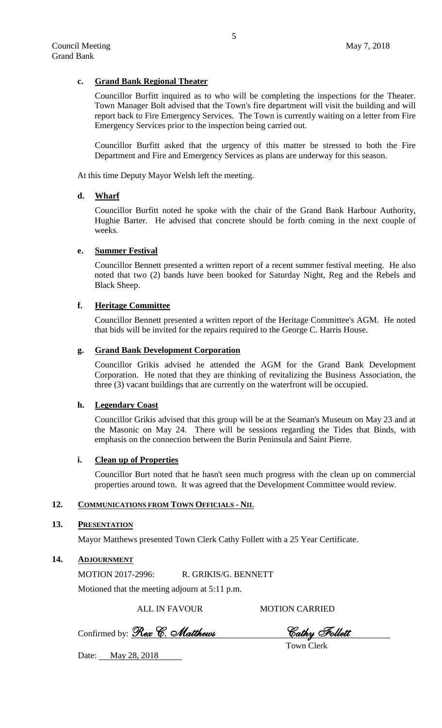**c. Grand Bank Regional Theater**

Councillor Burfitt inquired as to who will be completing the inspections for the Theater. Town Manager Bolt advised that the Town's fire department will visit the building and will report back to Fire Emergency Services. The Town is currently waiting on a letter from Fire Emergency Services prior to the inspection being carried out.

Councillor Burfitt asked that the urgency of this matter be stressed to both the Fire Department and Fire and Emergency Services as plans are underway for this season.

At this time Deputy Mayor Welsh left the meeting.

**d. Wharf**

Councillor Burfitt noted he spoke with the chair of the Grand Bank Harbour Authority, Hughie Barter. He advised that concrete should be forth coming in the next couple of weeks.

**e. Summer Festival**

Councillor Bennett presented a written report of a recent summer festival meeting. He also noted that two (2) bands have been booked for Saturday Night, Reg and the Rebels and Black Sheep.

**f. Heritage Committee**

Councillor Bennett presented a written report of the Heritage Committee's AGM. He noted that bids will be invited for the repairs required to the George C. Harris House.

**g. Grand Bank Development Corporation**

Councillor Grikis advised he attended the AGM for the Grand Bank Development Corporation. He noted that they are thinking of revitalizing the Business Association, the three (3) vacant buildings that are currently on the waterfront will be occupied.

**h. Legendary Coast**

Councillor Grikis advised that this group will be at the Seaman's Museum on May 23 and at the Masonic on May 24. There will be sessions regarding the Tides that Binds, with emphasis on the connection between the Burin Peninsula and Saint Pierre.

**i. Clean up of Properties**

Councillor Burt noted that he hasn't seen much progress with the clean up on commercial properties around town. It was agreed that the Development Committee would review.

## 12. COMMUNICATIONS FROM TOWN OFFICIALS - NIL

## 13. PRESENTATION

Mayor Matthews presented Town Clerk Cathy Follett with a 25 Year Certificate.

## 14. ADJOURNMENT

MOTION 2017-2996: R. GRIKIS/G. BENNETT

Motioned that the meeting adjourn at 5:11 p.m.

ALL IN FAVOUR MOTION CARRIED

Confirmed by: *Rex C. Matthews* *Cathy Follett*

Town Clerk

Date: May 28, 2018